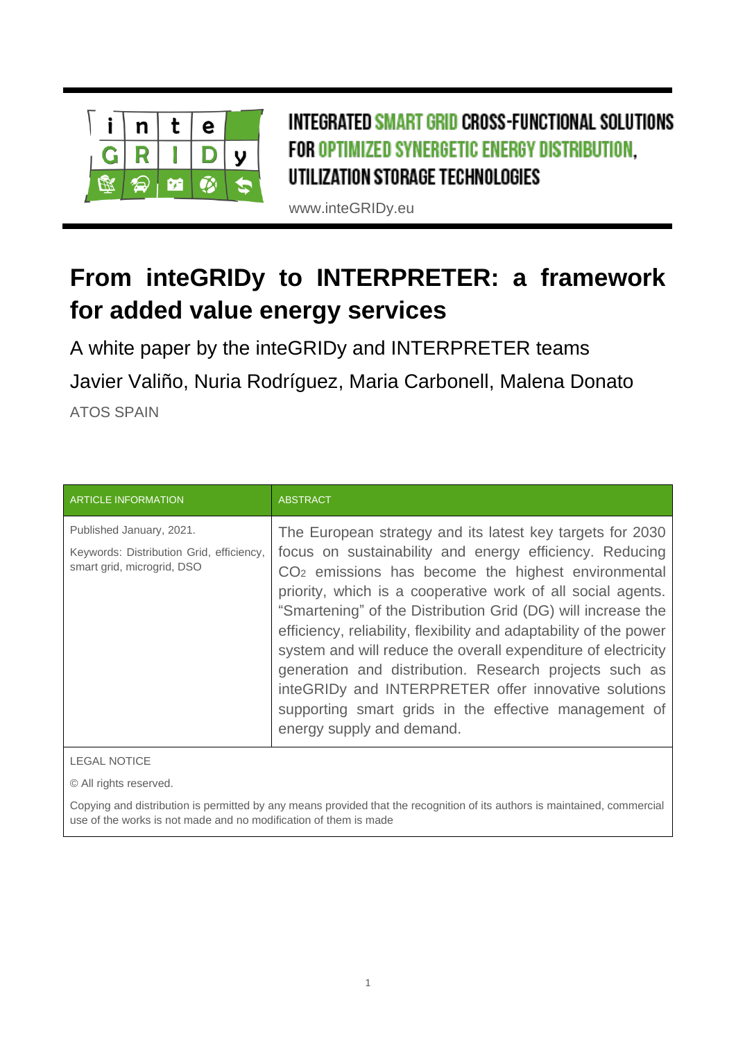INTEGRATED SMART GRID CROSS-FUNCTIONAL SOLUTIONS FOR OPTIMIZED SYNERGETIC ENERGY DISTRIBUTION, UTILIZATION STORAGE TECHNOLOGIES

www.inteGRIDy.eu

# From inteGRIDy to INTERPRETER: a framework for added value energy services

A white paper by the inteGRIDy and INTERPRETER teams

Javier Valiño, Nuria Rodríguez, Maria Carbonell, Malena Donato

ATOS SPAIN

| ARTICLE INFORMATION | ABSTRACT |
|---|---|
| Published January, 2021.<br>Keywords: Distribution Grid, efficiency, smart grid, microgrid, DSO | The European strategy and its latest key targets for 2030 focus on sustainability and energy efficiency. Reducing $CO_2$ emissions has become the highest environmental priority, which is a cooperative work of all social agents. "Smartening" of the Distribution Grid (DG) will increase the efficiency, reliability, flexibility and adaptability of the power system and will reduce the overall expenditure of electricity generation and distribution. Research projects such as inteGRIDy and INTERPRETER offer innovative solutions supporting smart grids in the effective management of energy supply and demand. |

LEGAL NOTICE

© All rights reserved.

Copying and distribution is permitted by any means provided that the recognition of its authors is maintained, commercial use of the works is not made and no modification of them is made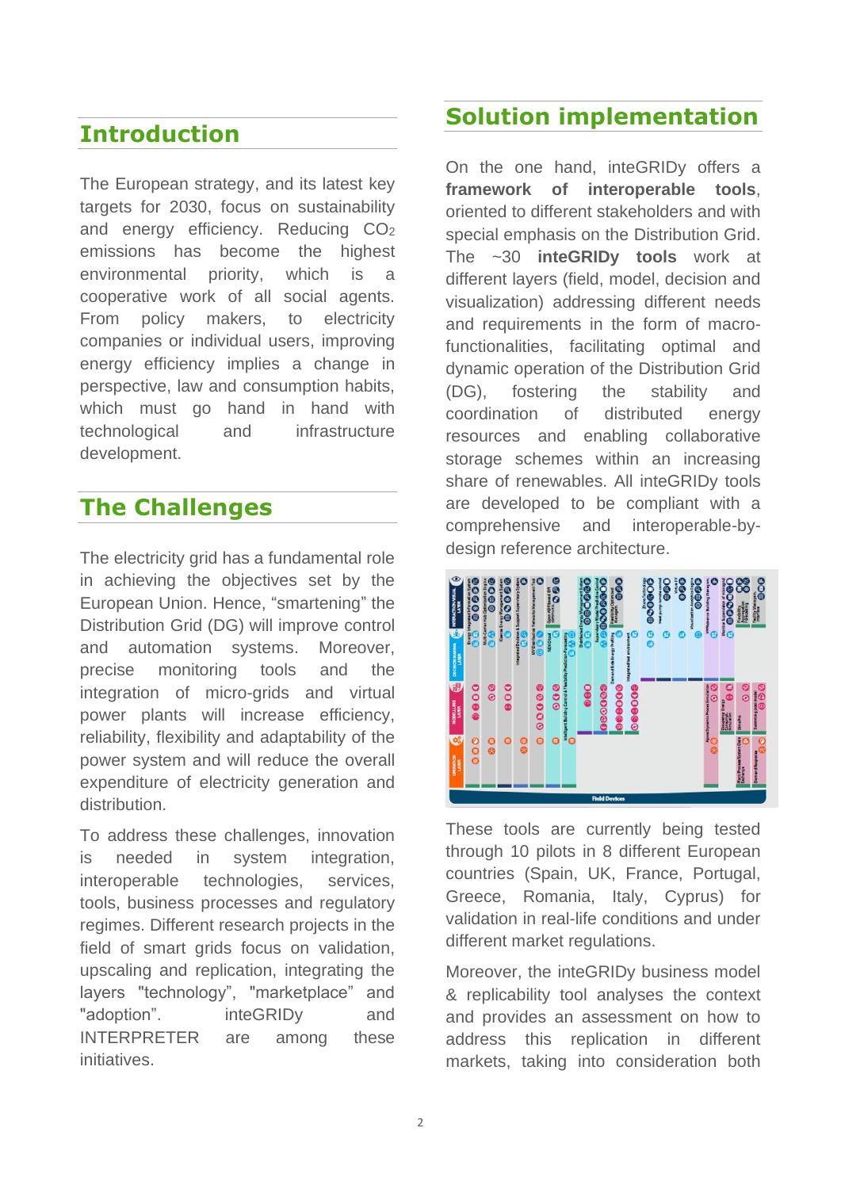## Introduction

The European strategy, and its latest key targets for 2030, focus on sustainability and energy efficiency. Reducing $CO_2$ emissions has become the highest environmental priority, which is a cooperative work of all social agents. From policy makers, to electricity companies or individual users, improving energy efficiency implies a change in perspective, law and consumption habits, which must go hand in hand with technological and infrastructure development.

## The Challenges

The electricity grid has a fundamental role in achieving the objectives set by the European Union. Hence, "smartening" the Distribution Grid (DG) will improve control and automation systems. Moreover, precise monitoring tools and the integration of micro-grids and virtual power plants will increase efficiency, reliability, flexibility and adaptability of the power system and will reduce the overall expenditure of electricity generation and distribution.

To address these challenges, innovation is needed in system integration, interoperable technologies, services, tools, business processes and regulatory regimes. Different research projects in the field of smart grids focus on validation, upscaling and replication, integrating the layers "technology", "marketplace" and "adoption". inteGRIDy and INTERPRETER are among these initiatives.

## Solution implementation

On the one hand, inteGRIDy offers a **framework of interoperable tools**, oriented to different stakeholders and with special emphasis on the Distribution Grid. The ~30 **inteGRIDy tools** work at different layers (field, model, decision and visualization) addressing different needs and requirements in the form of macro-functionalities, facilitating optimal and dynamic operation of the Distribution Grid (DG), fostering the stability and coordination of distributed energy resources and enabling collaborative storage schemes within an increasing share of renewables. All inteGRIDy tools are developed to be compliant with a comprehensive and interoperable-by-design reference architecture.

These tools are currently being tested through 10 pilots in 8 different European countries (Spain, UK, France, Portugal, Greece, Romania, Italy, Cyprus) for validation in real-life conditions and under different market regulations.

Moreover, the inteGRIDy business model & replicability tool analyses the context and provides an assessment on how to address this replication in different markets, taking into consideration both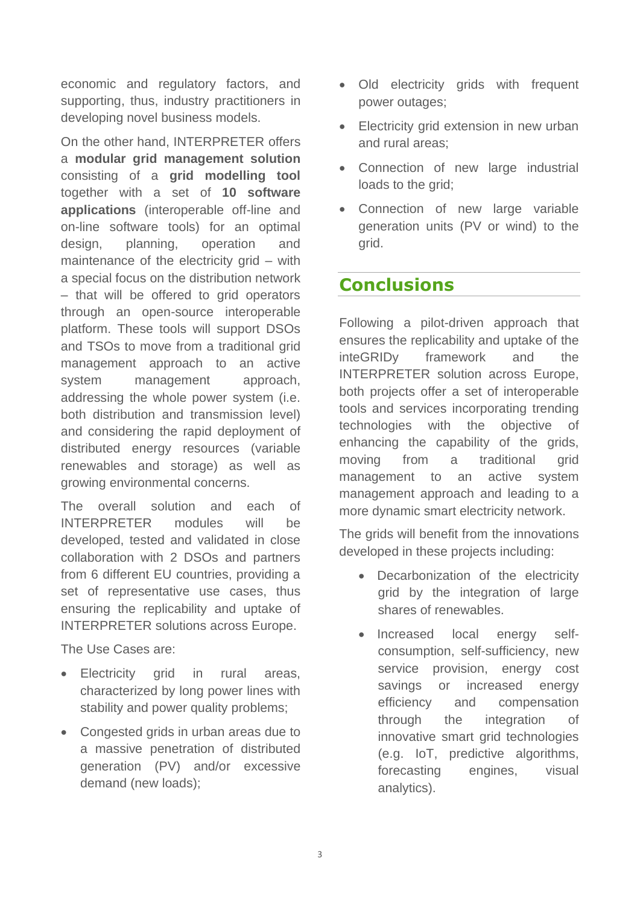economic and regulatory factors, and supporting, thus, industry practitioners in developing novel business models.

On the other hand, INTERPRETER offers a **modular grid management solution** consisting of a **grid modelling tool** together with a set of **10 software applications** (interoperable off-line and on-line software tools) for an optimal design, planning, operation and maintenance of the electricity grid – with a special focus on the distribution network – that will be offered to grid operators through an open-source interoperable platform. These tools will support DSOs and TSOs to move from a traditional grid management approach to an active system management approach, addressing the whole power system (i.e. both distribution and transmission level) and considering the rapid deployment of distributed energy resources (variable renewables and storage) as well as growing environmental concerns.

The overall solution and each of INTERPRETER modules will be developed, tested and validated in close collaboration with 2 DSOs and partners from 6 different EU countries, providing a set of representative use cases, thus ensuring the replicability and uptake of INTERPRETER solutions across Europe.

The Use Cases are:

- Electricity grid in rural areas, characterized by long power lines with stability and power quality problems;
- Congested grids in urban areas due to a massive penetration of distributed generation (PV) and/or excessive demand (new loads);
- Old electricity grids with frequent power outages;
- Electricity grid extension in new urban and rural areas;
- Connection of new large industrial loads to the grid;
- Connection of new large variable generation units (PV or wind) to the grid.

## Conclusions

Following a pilot-driven approach that ensures the replicability and uptake of the inteGRIDy framework and the INTERPRETER solution across Europe, both projects offer a set of interoperable tools and services incorporating trending technologies with the objective of enhancing the capability of the grids, moving from a traditional grid management to an active system management approach and leading to a more dynamic smart electricity network.

The grids will benefit from the innovations developed in these projects including:

- Decarbonization of the electricity grid by the integration of large shares of renewables.
- Increased local energy self-consumption, self-sufficiency, new service provision, energy cost savings or increased energy efficiency and compensation through the integration of innovative smart grid technologies (e.g. IoT, predictive algorithms, forecasting engines, visual analytics).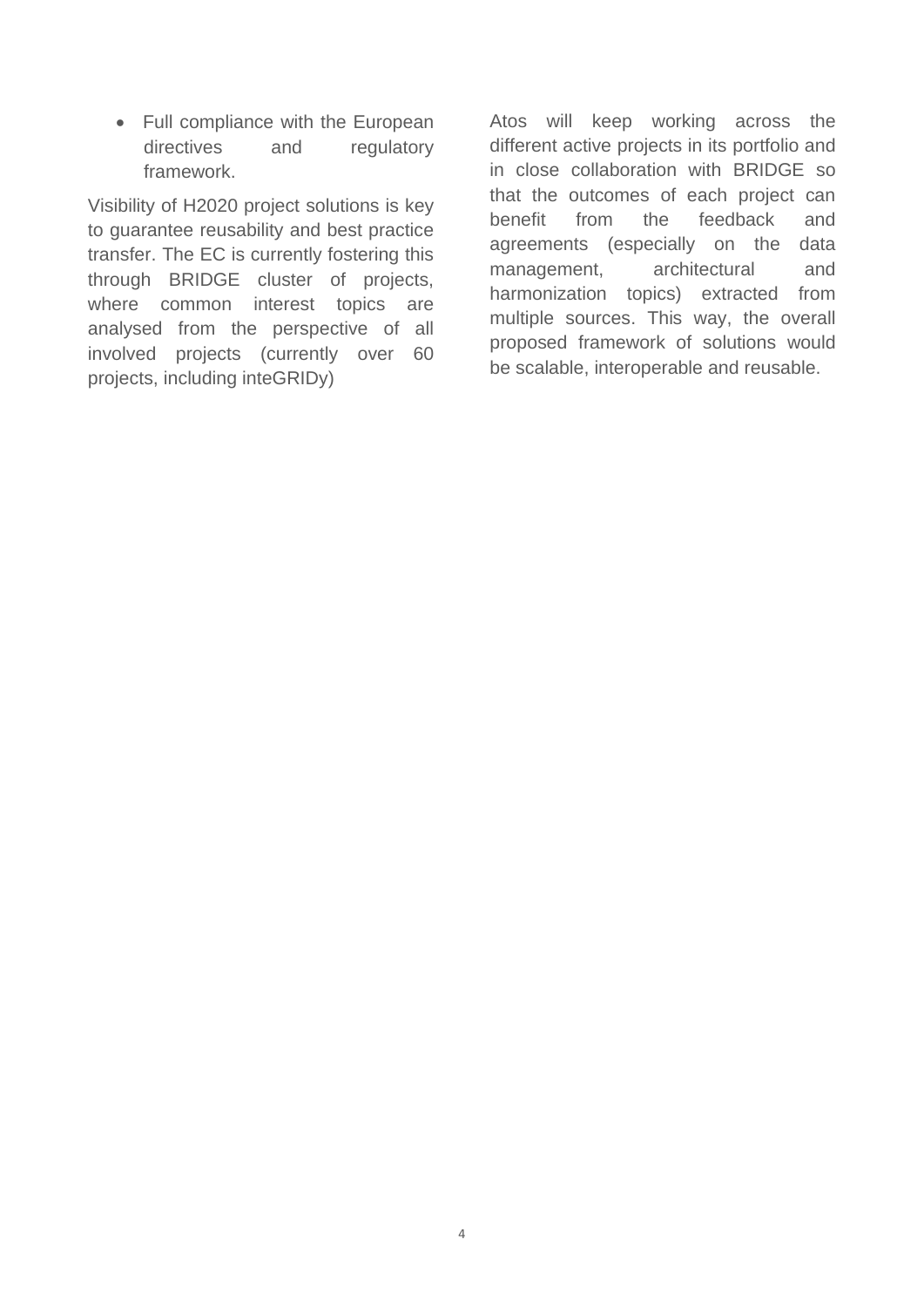- Full compliance with the European directives and regulatory framework.

Visibility of H2020 project solutions is key to guarantee reusability and best practice transfer. The EC is currently fostering this through BRIDGE cluster of projects, where common interest topics are analysed from the perspective of all involved projects (currently over 60 projects, including inteGRIDy)

Atos will keep working across the different active projects in its portfolio and in close collaboration with BRIDGE so that the outcomes of each project can benefit from the feedback and agreements (especially on the data management, architectural and harmonization topics) extracted from multiple sources. This way, the overall proposed framework of solutions would be scalable, interoperable and reusable.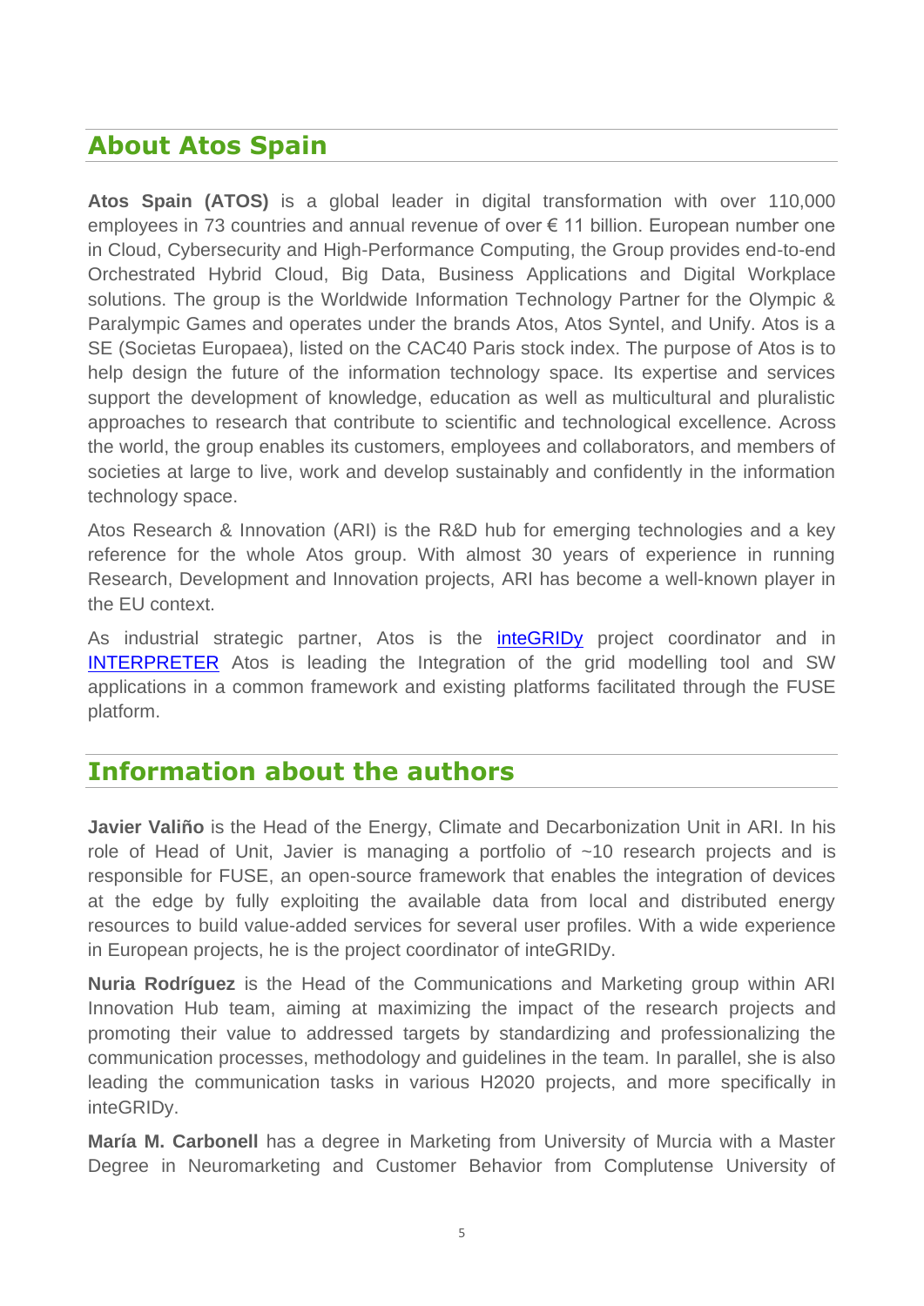## About Atos Spain

**Atos Spain (ATOS)** is a global leader in digital transformation with over 110,000 employees in 73 countries and annual revenue of over € 11 billion. European number one in Cloud, Cybersecurity and High-Performance Computing, the Group provides end-to-end Orchestrated Hybrid Cloud, Big Data, Business Applications and Digital Workplace solutions. The group is the Worldwide Information Technology Partner for the Olympic & Paralympic Games and operates under the brands Atos, Atos Syntel, and Unify. Atos is a SE (Societas Europaea), listed on the CAC40 Paris stock index. The purpose of Atos is to help design the future of the information technology space. Its expertise and services support the development of knowledge, education as well as multicultural and pluralistic approaches to research that contribute to scientific and technological excellence. Across the world, the group enables its customers, employees and collaborators, and members of societies at large to live, work and develop sustainably and confidently in the information technology space.

Atos Research & Innovation (ARI) is the R&D hub for emerging technologies and a key reference for the whole Atos group. With almost 30 years of experience in running Research, Development and Innovation projects, ARI has become a well-known player in the EU context.

As industrial strategic partner, Atos is the inteGRIDy project coordinator and in INTERPRETER Atos is leading the Integration of the grid modelling tool and SW applications in a common framework and existing platforms facilitated through the FUSE platform.

## Information about the authors

**Javier Valiño** is the Head of the Energy, Climate and Decarbonization Unit in ARI. In his role of Head of Unit, Javier is managing a portfolio of ~10 research projects and is responsible for FUSE, an open-source framework that enables the integration of devices at the edge by fully exploiting the available data from local and distributed energy resources to build value-added services for several user profiles. With a wide experience in European projects, he is the project coordinator of inteGRIDy.

**Nuria Rodríguez** is the Head of the Communications and Marketing group within ARI Innovation Hub team, aiming at maximizing the impact of the research projects and promoting their value to addressed targets by standardizing and professionalizing the communication processes, methodology and guidelines in the team. In parallel, she is also leading the communication tasks in various H2020 projects, and more specifically in inteGRIDy.

**María M. Carbonell** has a degree in Marketing from University of Murcia with a Master Degree in Neuromarketing and Customer Behavior from Complutense University of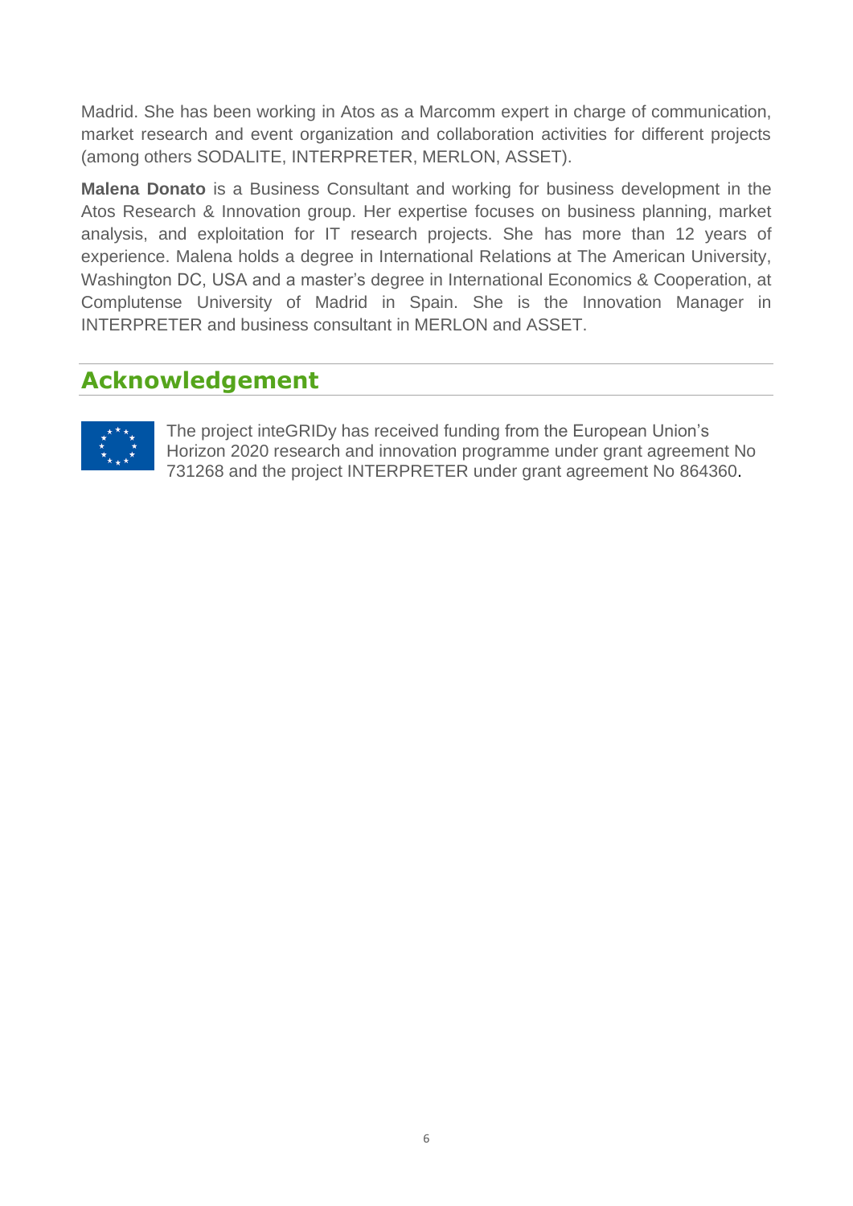Madrid. She has been working in Atos as a Marcomm expert in charge of communication, market research and event organization and collaboration activities for different projects (among others SODALITE, INTERPRETER, MERLON, ASSET).

**Malena Donato** is a Business Consultant and working for business development in the Atos Research & Innovation group. Her expertise focuses on business planning, market analysis, and exploitation for IT research projects. She has more than 12 years of experience. Malena holds a degree in International Relations at The American University, Washington DC, USA and a master's degree in International Economics & Cooperation, at Complutense University of Madrid in Spain. She is the Innovation Manager in INTERPRETER and business consultant in MERLON and ASSET.

## Acknowledgement

The project inteGRIDy has received funding from the European Union's Horizon 2020 research and innovation programme under grant agreement No 731268 and the project INTERPRETER under grant agreement No 864360.